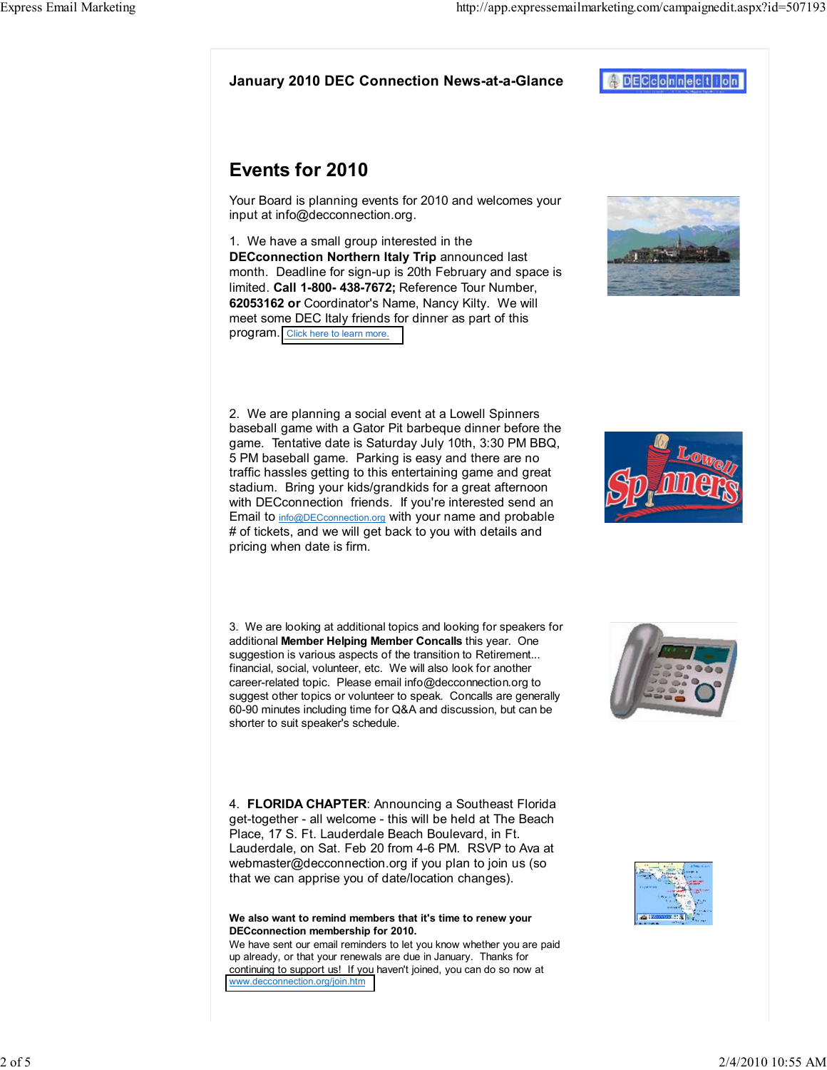**January 2010 DEC Connection News-at-a-Glance**

# Events for 2010

Your Board is planning events for 2010 and welcomes your input at info@decconnection.org.

1. We have a small group interested in the **DECconnection Northern Italy Trip** announced last month. Deadline for sign-up is 20th February and space is limited. **Call 1-800- 438-7672;** Reference Tour Number, **62053162 or** Coordinator's Name, Nancy Kilty. We will meet some DEC Italy friends for dinner as part of this program. Click here to learn more.

2. We are planning a social event at a Lowell Spinners baseball game with a Gator Pit barbeque dinner before the game. Tentative date is Saturday July 10th, 3:30 PM BBQ, 5 PM baseball game. Parking is easy and there are no traffic hassles getting to this entertaining game and great stadium. Bring your kids/grandkids for a great afternoon with DECconnection friends. If you're interested send an Email to info@DECconnection.org with your name and probable # of tickets, and we will get back to you with details and pricing when date is firm.

3. We are looking at additional topics and looking for speakers for additional **Member Helping Member Concalls** this year. One suggestion is various aspects of the transition to Retirement... financial, social, volunteer, etc. We will also look for another career-related topic. Please email info@decconnection.org to suggest other topics or volunteer to speak. Concalls are generally 60-90 minutes including time for Q&A and discussion, but can be shorter to suit speaker's schedule.

4. **FLORIDA CHAPTER**: Announcing a Southeast Florida get-together - all welcome - this will be held at The Beach Place, 17 S. Ft. Lauderdale Beach Boulevard, in Ft. Lauderdale, on Sat. Feb 20 from 4-6 PM. RSVP to Ava at webmaster@decconnection.org if you plan to join us (so that we can apprise you of date/location changes).

**We also want to remind members that it's time to renew your DECconnection membership for 2010.**

We have sent our email reminders to let you know whether you are paid up already, or that your renewals are due in January. Thanks for continuing to support us! If you haven't joined, you can do so now at www.decconnection.org/join.htm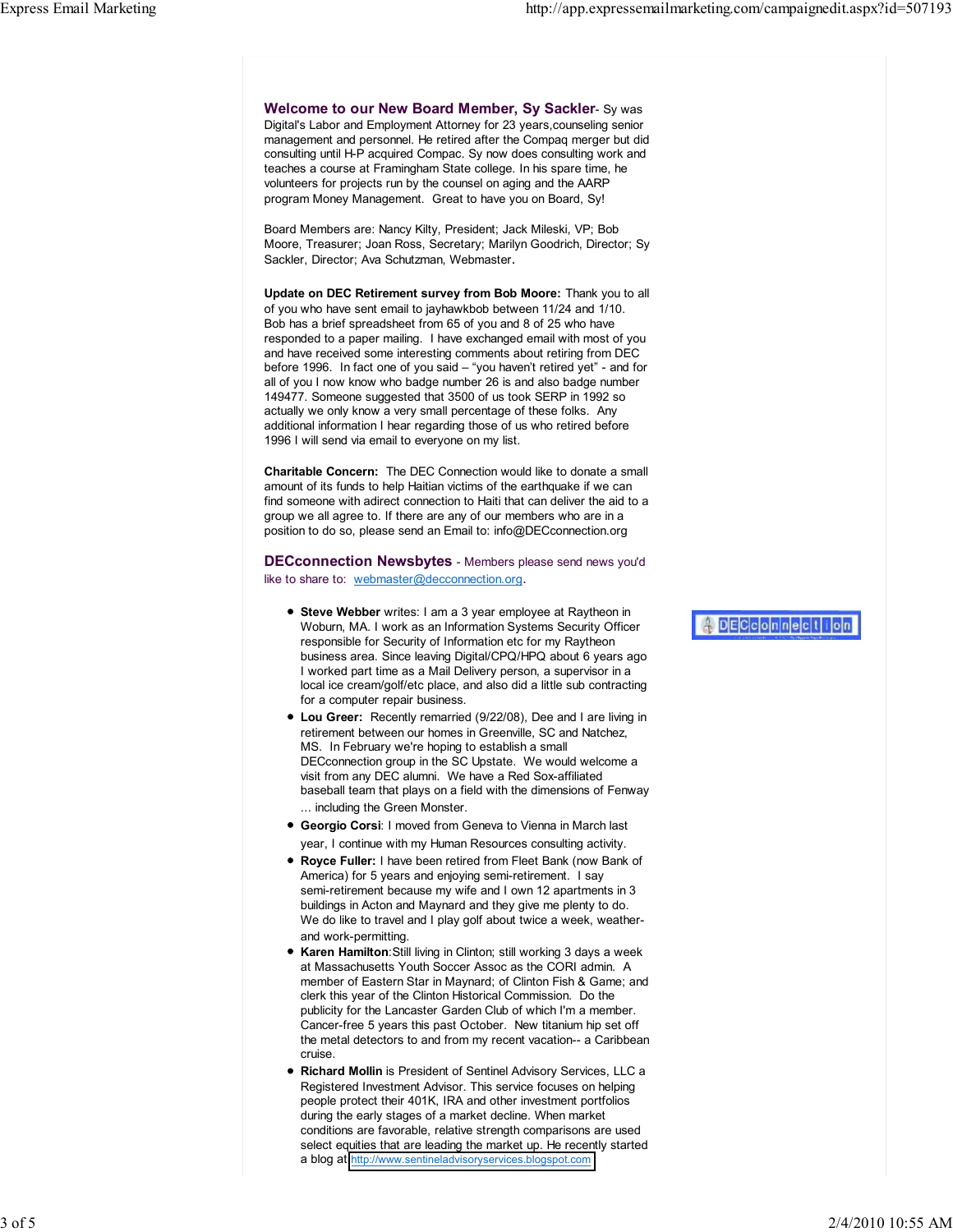**Welcome to our New Board Member, Sy Sackler**- Sy was Digital's Labor and Employment Attorney for 23 years,counseling senior management and personnel. He retired after the Compaq merger but did consulting until H-P acquired Compac. Sy now does consulting work and teaches a course at Framingham State college. In his spare time, he volunteers for projects run by the counsel on aging and the AARP program Money Management. Great to have you on Board, Sy!

Board Members are: Nancy Kilty, President; Jack Mileski, VP; Bob Moore, Treasurer; Joan Ross, Secretary; Marilyn Goodrich, Director; Sy Sackler, Director; Ava Schutzman, Webmaster.

**Update on DEC Retirement survey from Bob Moore:** Thank you to all of you who have sent email to jayhawkbob between 11/24 and 1/10. Bob has a brief spreadsheet from 65 of you and 8 of 25 who have responded to a paper mailing. I have exchanged email with most of you and have received some interesting comments about retiring from DEC before 1996. In fact one of you said – "you haven't retired yet" - and for all of you I now know who badge number 26 is and also badge number 149477. Someone suggested that 3500 of us took SERP in 1992 so actually we only know a very small percentage of these folks. Any additional information I hear regarding those of us who retired before 1996 I will send via email to everyone on my list.

**Charitable Concern:** The DEC Connection would like to donate a small amount of its funds to help Haitian victims of the earthquake if we can find someone with adirect connection to Haiti that can deliver the aid to a group we all agree to. If there are any of our members who are in a position to do so, please send an Email to: info@DECconnection.org

**DECconnection Newsbytes** - Members please send news you'd like to share to: webmaster@decconnection.org.

- **Steve Webber** writes: I am a 3 year employee at Raytheon in Woburn, MA. I work as an Information Systems Security Officer responsible for Security of Information etc for my Raytheon business area. Since leaving Digital/CPQ/HPQ about 6 years ago I worked part time as a Mail Delivery person, a supervisor in a local ice cream/golf/etc place, and also did a little sub contracting for a computer repair business.
- **Lou Greer:** Recently remarried (9/22/08), Dee and I are living in retirement between our homes in Greenville, SC and Natchez, MS. In February we're hoping to establish a small DECconnection group in the SC Upstate. We would welcome a visit from any DEC alumni. We have a Red Sox-affiliated baseball team that plays on a field with the dimensions of Fenway ... including the Green Monster.
- **Georgio Corsi**: I moved from Geneva to Vienna in March last year, I continue with my Human Resources consulting activity.
- **Royce Fuller:** I have been retired from Fleet Bank (now Bank of America) for 5 years and enjoying semi-retirement. I say semi-retirement because my wife and I own 12 apartments in 3 buildings in Acton and Maynard and they give me plenty to do. We do like to travel and I play golf about twice a week, weather- and work-permitting.
- **Karen Hamilton**:Still living in Clinton; still working 3 days a week at Massachusetts Youth Soccer Assoc as the CORI admin. A member of Eastern Star in Maynard; of Clinton Fish & Game; and clerk this year of the Clinton Historical Commission. Do the publicity for the Lancaster Garden Club of which I'm a member. Cancer-free 5 years this past October. New titanium hip set off the metal detectors to and from my recent vacation-- a Caribbean cruise.
- **Richard Mollin** is President of Sentinel Advisory Services, LLC a Registered Investment Advisor. This service focuses on helping people protect their 401K, IRA and other investment portfolios during the early stages of a market decline. When market conditions are favorable, relative strength comparisons are used select equities that are leading the market up. He recently started a blog at http://www.sentineladvisoryservices.blogspot.com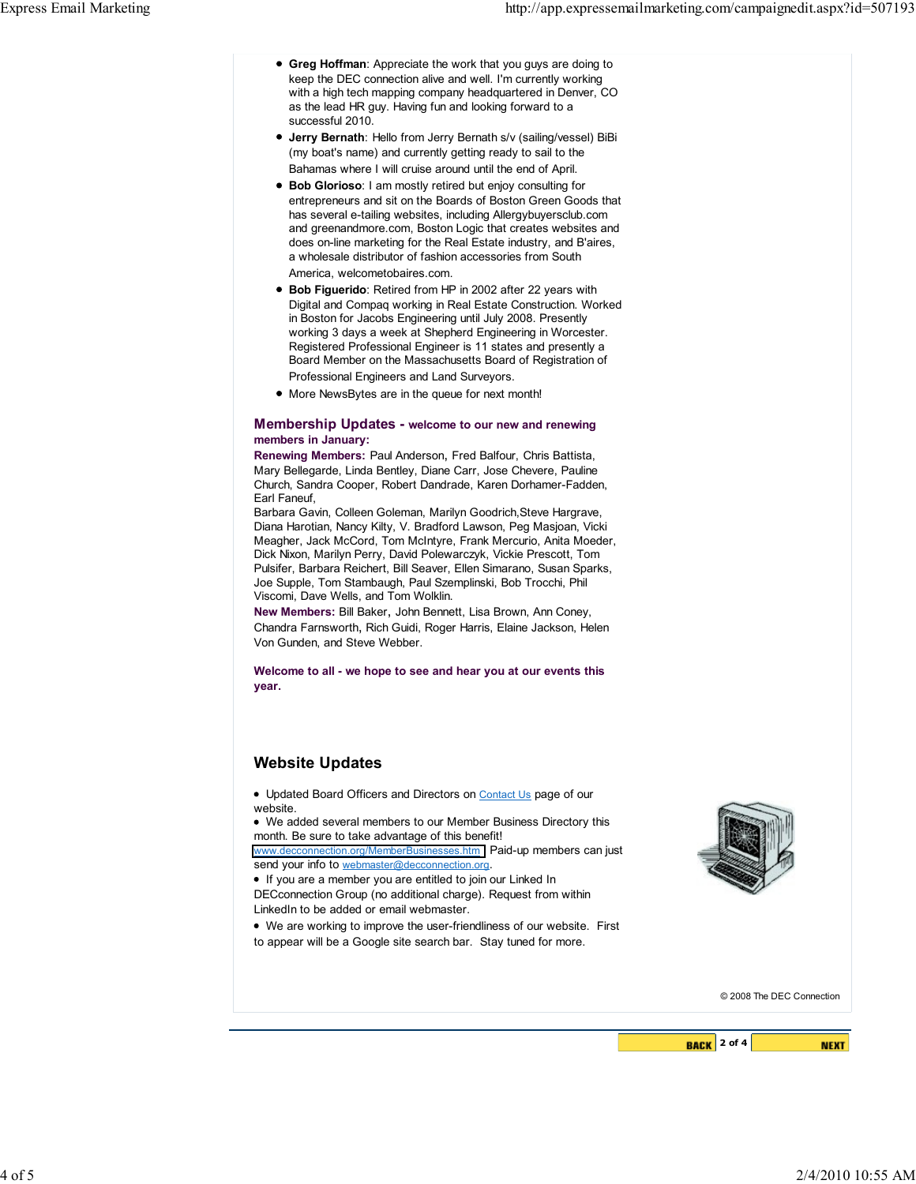- **Greg Hoffman**: Appreciate the work that you guys are doing to keep the DEC connection alive and well. I'm currently working with a high tech mapping company headquartered in Denver, CO as the lead HR guy. Having fun and looking forward to a successful 2010.
- **Jerry Bernath**: Hello from Jerry Bernath s/v (sailing/vessel) BiBi (my boat's name) and currently getting ready to sail to the Bahamas where I will cruise around until the end of April.
- **Bob Glorioso**: I am mostly retired but enjoy consulting for entrepreneurs and sit on the Boards of Boston Green Goods that has several e-tailing websites, including Allergybuyersclub.com and greenandmore.com, Boston Logic that creates websites and does on-line marketing for the Real Estate industry, and B'aires, a wholesale distributor of fashion accessories from South America, welcometobaires.com.
- **Bob Figuerido**: Retired from HP in 2002 after 22 years with Digital and Compaq working in Real Estate Construction. Worked in Boston for Jacobs Engineering until July 2008. Presently working 3 days a week at Shepherd Engineering in Worcester. Registered Professional Engineer is 11 states and presently a Board Member on the Massachusetts Board of Registration of Professional Engineers and Land Surveyors.
- More NewsBytes are in the queue for next month!

## Membership Updates - welcome to our new and renewing members in January:

**Renewing Members:** Paul Anderson, Fred Balfour, Chris Battista, Mary Bellegarde, Linda Bentley, Diane Carr, Jose Chevere, Pauline Church, Sandra Cooper, Robert Dandrade, Karen Dorhamer-Fadden, Earl Faneuf,
Barbara Gavin, Colleen Goleman, Marilyn Goodrich,Steve Hargrave, Diana Harotian, Nancy Kilty, V. Bradford Lawson, Peg Masjoan, Vicki Meagher, Jack McCord, Tom McIntyre, Frank Mercurio, Anita Moeder, Dick Nixon, Marilyn Perry, David Polewarczyk, Vickie Prescott, Tom Pulsifer, Barbara Reichert, Bill Seaver, Ellen Simarano, Susan Sparks, Joe Supple, Tom Stambaugh, Paul Szemplinski, Bob Trocchi, Phil Viscomi, Dave Wells, and Tom Wolklin.

**New Members:** Bill Baker, John Bennett, Lisa Brown, Ann Coney, Chandra Farnsworth, Rich Guidi, Roger Harris, Elaine Jackson, Helen Von Gunden, and Steve Webber.

**Welcome to all - we hope to see and hear you at our events this year.**

## Website Updates

- Updated Board Officers and Directors on Contact Us page of our website.
- We added several members to our Member Business Directory this month. Be sure to take advantage of this benefit! www.decconnection.org/MemberBusinesses.htm Paid-up members can just send your info to webmaster@decconnection.org.
- If you are a member you are entitled to join our Linked In DECconnection Group (no additional charge). Request from within LinkedIn to be added or email webmaster.
- We are working to improve the user-friendliness of our website. First to appear will be a Google site search bar. Stay tuned for more.

© 2008 The DEC Connection

BACK 2 of 4 NEXT